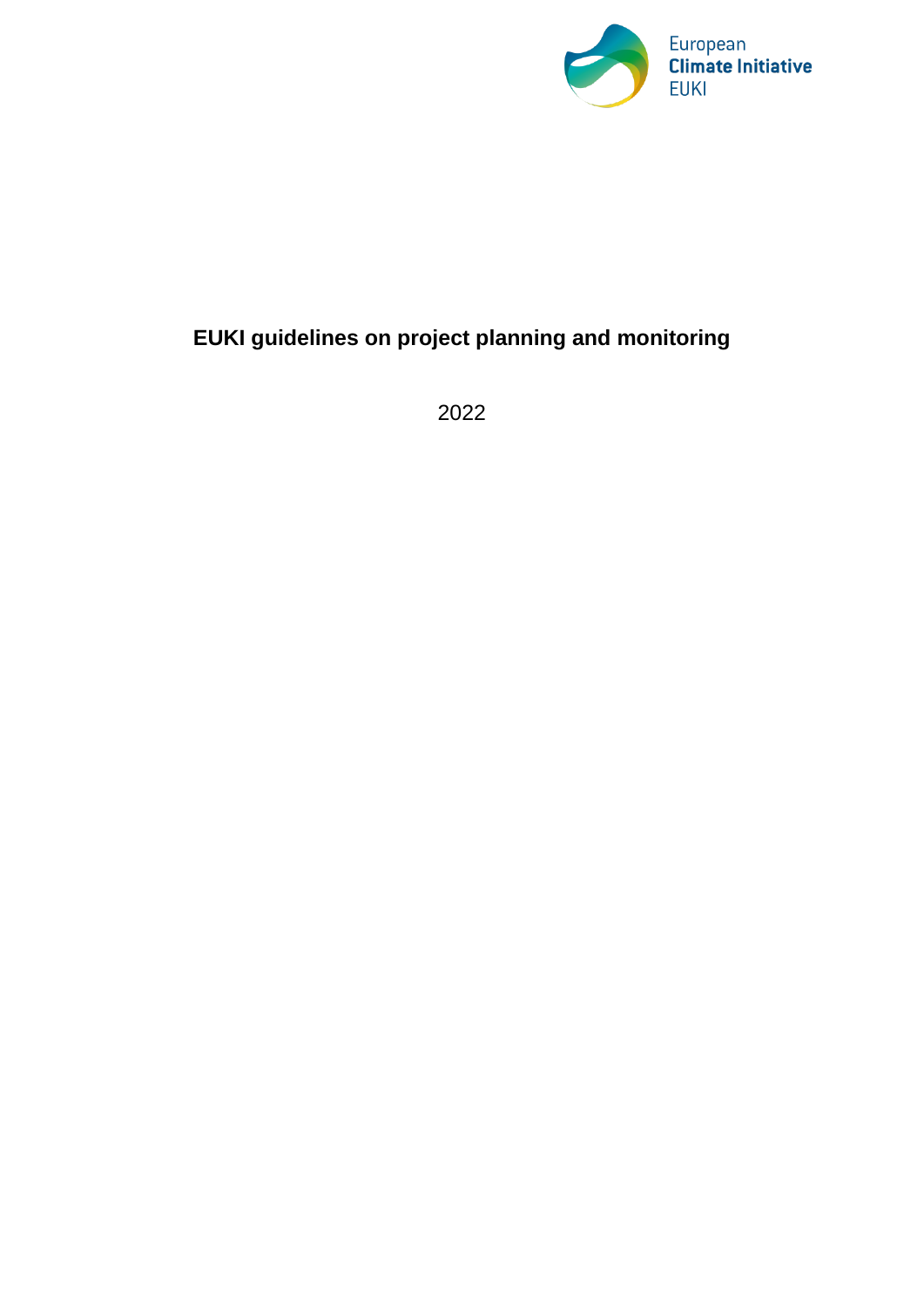European
**Climate Initiative**
EUKI

# EUKI guidelines on project planning and monitoring

2022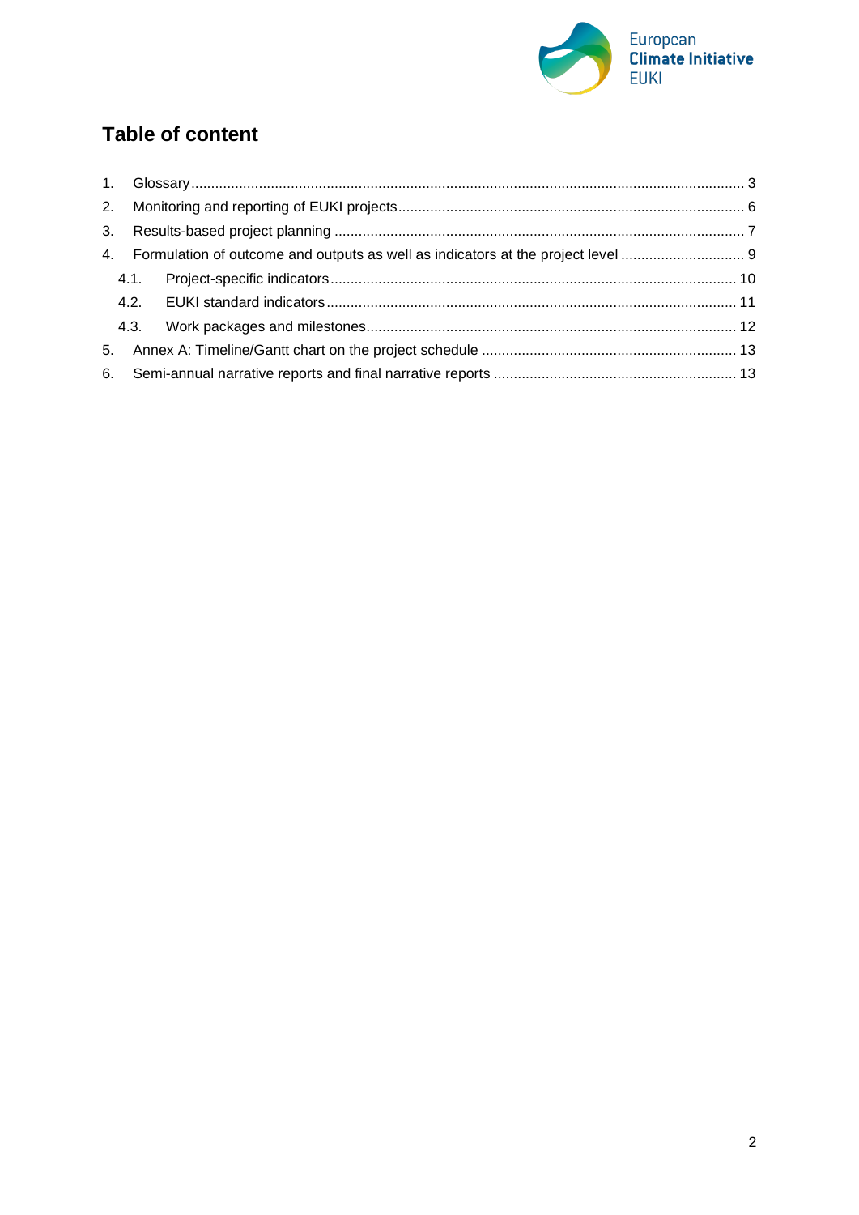## Table of content

1. Glossary ..... 3
2. Monitoring and reporting of EUKI projects ..... 6
3. Results-based project planning ..... 7
4. Formulation of outcome and outputs as well as indicators at the project level ..... 9
   - 4.1. Project-specific indicators ..... 10
   - 4.2. EUKI standard indicators ..... 11
   - 4.3. Work packages and milestones ..... 12
5. Annex A: Timeline/Gantt chart on the project schedule ..... 13
6. Semi-annual narrative reports and final narrative reports ..... 13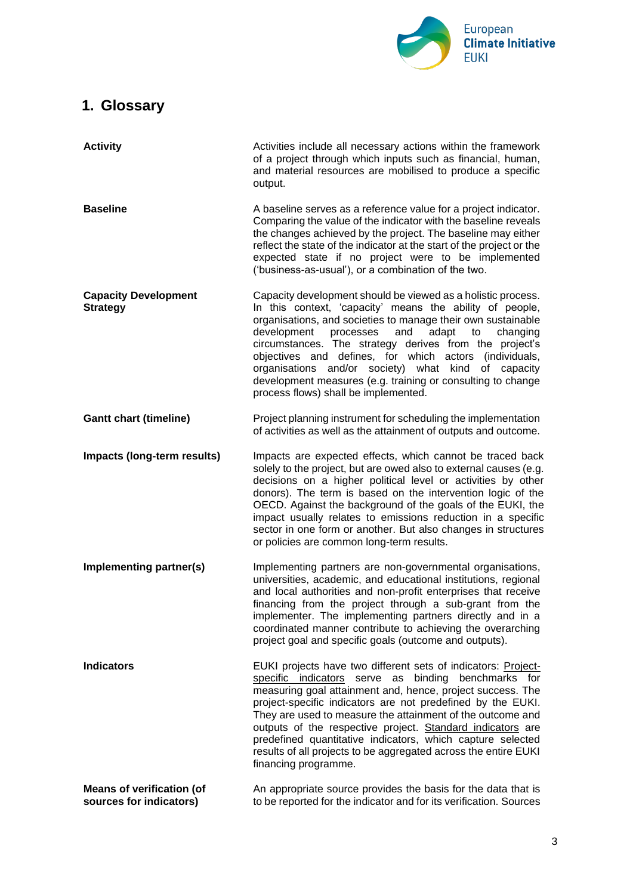# 1. Glossary

| | |
|---|---|
| **Activity** | Activities include all necessary actions within the framework of a project through which inputs such as financial, human, and material resources are mobilised to produce a specific output. |
| **Baseline** | A baseline serves as a reference value for a project indicator. Comparing the value of the indicator with the baseline reveals the changes achieved by the project. The baseline may either reflect the state of the indicator at the start of the project or the expected state if no project were to be implemented ('business-as-usual'), or a combination of the two. |
| **Capacity Development Strategy** | Capacity development should be viewed as a holistic process. In this context, 'capacity' means the ability of people, organisations, and societies to manage their own sustainable development processes and adapt to changing circumstances. The strategy derives from the project's objectives and defines, for which actors (individuals, organisations and/or society) what kind of capacity development measures (e.g. training or consulting to change process flows) shall be implemented. |
| **Gantt chart (timeline)** | Project planning instrument for scheduling the implementation of activities as well as the attainment of outputs and outcome. |
| **Impacts (long-term results)** | Impacts are expected effects, which cannot be traced back solely to the project, but are owed also to external causes (e.g. decisions on a higher political level or activities by other donors). The term is based on the intervention logic of the OECD. Against the background of the goals of the EUKI, the impact usually relates to emissions reduction in a specific sector in one form or another. But also changes in structures or policies are common long-term results. |
| **Implementing partner(s)** | Implementing partners are non-governmental organisations, universities, academic, and educational institutions, regional and local authorities and non-profit enterprises that receive financing from the project through a sub-grant from the implementer. The implementing partners directly and in a coordinated manner contribute to achieving the overarching project goal and specific goals (outcome and outputs). |
| **Indicators** | EUKI projects have two different sets of indicators: Project-specific indicators serve as binding benchmarks for measuring goal attainment and, hence, project success. The project-specific indicators are not predefined by the EUKI. They are used to measure the attainment of the outcome and outputs of the respective project. Standard indicators are predefined quantitative indicators, which capture selected results of all projects to be aggregated across the entire EUKI financing programme. |
| **Means of verification (of sources for indicators)** | An appropriate source provides the basis for the data that is to be reported for the indicator and for its verification. Sources |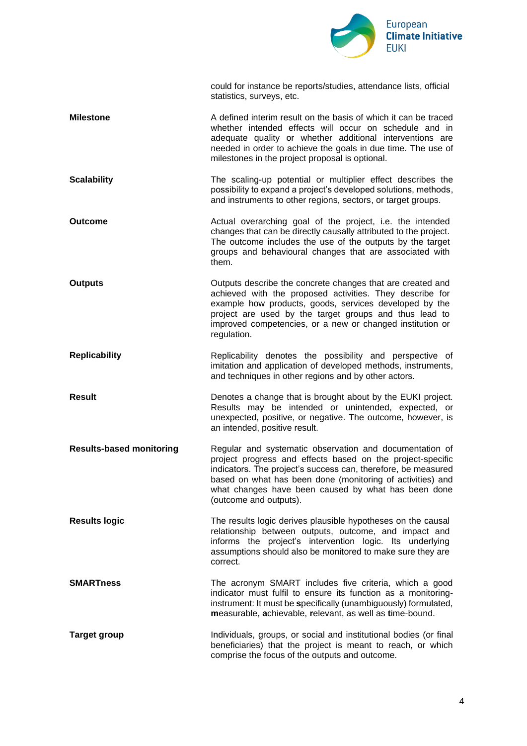could for instance be reports/studies, attendance lists, official statistics, surveys, etc.

| | |
|---|---|
| **Milestone** | A defined interim result on the basis of which it can be traced whether intended effects will occur on schedule and in adequate quality or whether additional interventions are needed in order to achieve the goals in due time. The use of milestones in the project proposal is optional. |
| **Scalability** | The scaling-up potential or multiplier effect describes the possibility to expand a project's developed solutions, methods, and instruments to other regions, sectors, or target groups. |
| **Outcome** | Actual overarching goal of the project, i.e. the intended changes that can be directly causally attributed to the project. The outcome includes the use of the outputs by the target groups and behavioural changes that are associated with them. |
| **Outputs** | Outputs describe the concrete changes that are created and achieved with the proposed activities. They describe for example how products, goods, services developed by the project are used by the target groups and thus lead to improved competencies, or a new or changed institution or regulation. |
| **Replicability** | Replicability denotes the possibility and perspective of imitation and application of developed methods, instruments, and techniques in other regions and by other actors. |
| **Result** | Denotes a change that is brought about by the EUKI project. Results may be intended or unintended, expected, or unexpected, positive, or negative. The outcome, however, is an intended, positive result. |
| **Results-based monitoring** | Regular and systematic observation and documentation of project progress and effects based on the project-specific indicators. The project's success can, therefore, be measured based on what has been done (monitoring of activities) and what changes have been caused by what has been done (outcome and outputs). |
| **Results logic** | The results logic derives plausible hypotheses on the causal relationship between outputs, outcome, and impact and informs the project's intervention logic. Its underlying assumptions should also be monitored to make sure they are correct. |
| **SMARTness** | The acronym SMART includes five criteria, which a good indicator must fulfil to ensure its function as a monitoring-instrument: It must be **s**pecifically (unambiguously) formulated, **m**easurable, **a**chievable, **r**elevant, as well as **t**ime-bound. |
| **Target group** | Individuals, groups, or social and institutional bodies (or final beneficiaries) that the project is meant to reach, or which comprise the focus of the outputs and outcome. |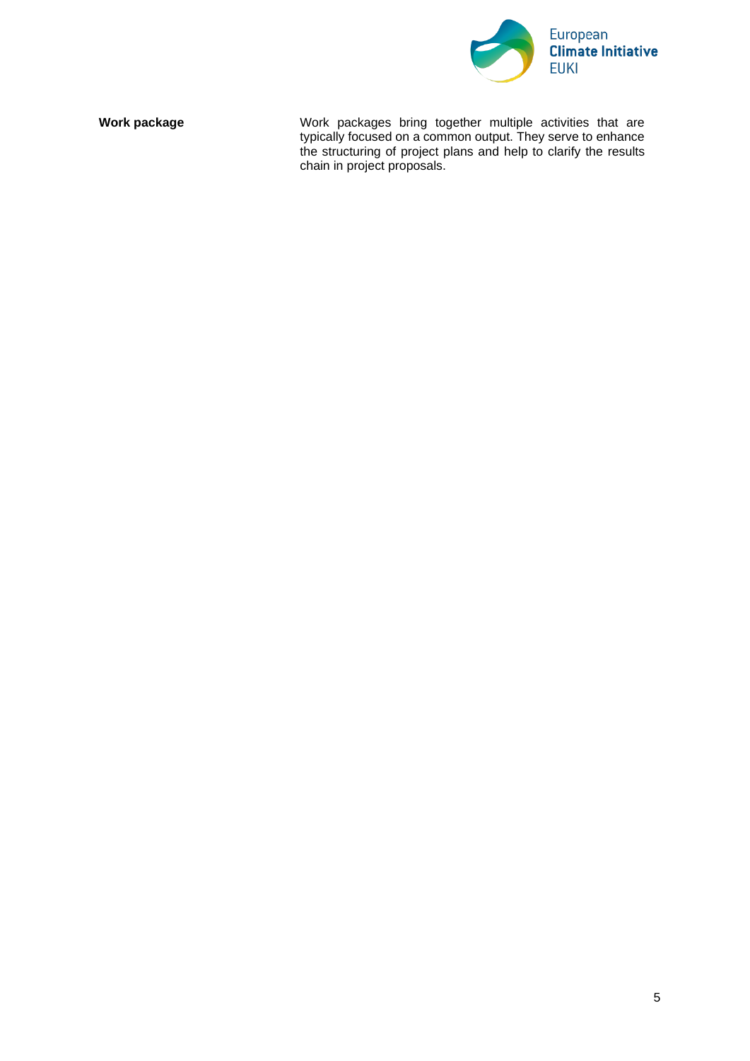| | |
|---|---|
| **Work package** | Work packages bring together multiple activities that are typically focused on a common output. They serve to enhance the structuring of project plans and help to clarify the results chain in project proposals. |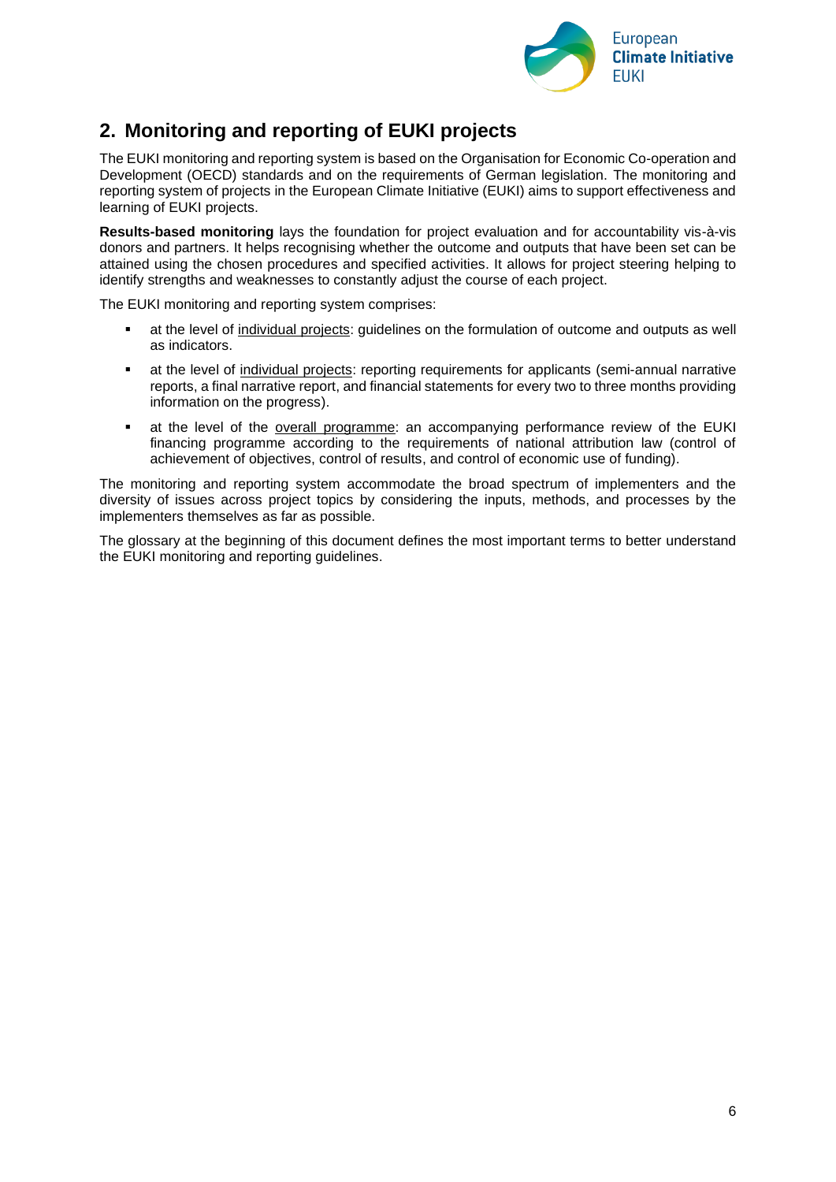## 2. Monitoring and reporting of EUKI projects

The EUKI monitoring and reporting system is based on the Organisation for Economic Co-operation and Development (OECD) standards and on the requirements of German legislation. The monitoring and reporting system of projects in the European Climate Initiative (EUKI) aims to support effectiveness and learning of EUKI projects.

**Results-based monitoring** lays the foundation for project evaluation and for accountability vis-à-vis donors and partners. It helps recognising whether the outcome and outputs that have been set can be attained using the chosen procedures and specified activities. It allows for project steering helping to identify strengths and weaknesses to constantly adjust the course of each project.

The EUKI monitoring and reporting system comprises:

- at the level of individual projects: guidelines on the formulation of outcome and outputs as well as indicators.
- at the level of individual projects: reporting requirements for applicants (semi-annual narrative reports, a final narrative report, and financial statements for every two to three months providing information on the progress).
- at the level of the overall programme: an accompanying performance review of the EUKI financing programme according to the requirements of national attribution law (control of achievement of objectives, control of results, and control of economic use of funding).

The monitoring and reporting system accommodate the broad spectrum of implementers and the diversity of issues across project topics by considering the inputs, methods, and processes by the implementers themselves as far as possible.

The glossary at the beginning of this document defines the most important terms to better understand the EUKI monitoring and reporting guidelines.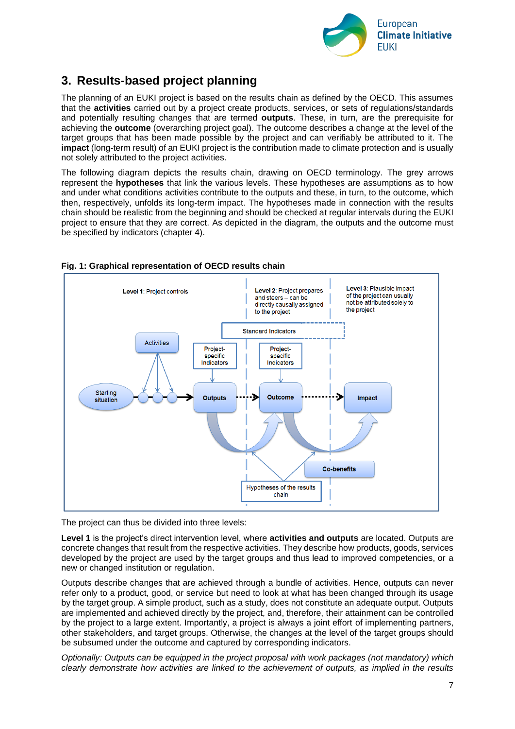## 3. Results-based project planning

The planning of an EUKI project is based on the results chain as defined by the OECD. This assumes that the **activities** carried out by a project create products, services, or sets of regulations/standards and potentially resulting changes that are termed **outputs**. These, in turn, are the prerequisite for achieving the **outcome** (overarching project goal). The outcome describes a change at the level of the target groups that has been made possible by the project and can verifiably be attributed to it. The **impact** (long-term result) of an EUKI project is the contribution made to climate protection and is usually not solely attributed to the project activities.

The following diagram depicts the results chain, drawing on OECD terminology. The grey arrows represent the **hypotheses** that link the various levels. These hypotheses are assumptions as to how and under what conditions activities contribute to the outputs and these, in turn, to the outcome, which then, respectively, unfolds its long-term impact. The hypotheses made in connection with the results chain should be realistic from the beginning and should be checked at regular intervals during the EUKI project to ensure that they are correct. As depicted in the diagram, the outputs and the outcome must be specified by indicators (chapter 4).

**Fig. 1: Graphical representation of OECD results chain**

The project can thus be divided into three levels:

**Level 1** is the project's direct intervention level, where **activities and outputs** are located. Outputs are concrete changes that result from the respective activities. They describe how products, goods, services developed by the project are used by the target groups and thus lead to improved competencies, or a new or changed institution or regulation.

Outputs describe changes that are achieved through a bundle of activities. Hence, outputs can never refer only to a product, good, or service but need to look at what has been changed through its usage by the target group. A simple product, such as a study, does not constitute an adequate output. Outputs are implemented and achieved directly by the project, and, therefore, their attainment can be controlled by the project to a large extent. Importantly, a project is always a joint effort of implementing partners, other stakeholders, and target groups. Otherwise, the changes at the level of the target groups should be subsumed under the outcome and captured by corresponding indicators.

*Optionally: Outputs can be equipped in the project proposal with work packages (not mandatory) which clearly demonstrate how activities are linked to the achievement of outputs, as implied in the results*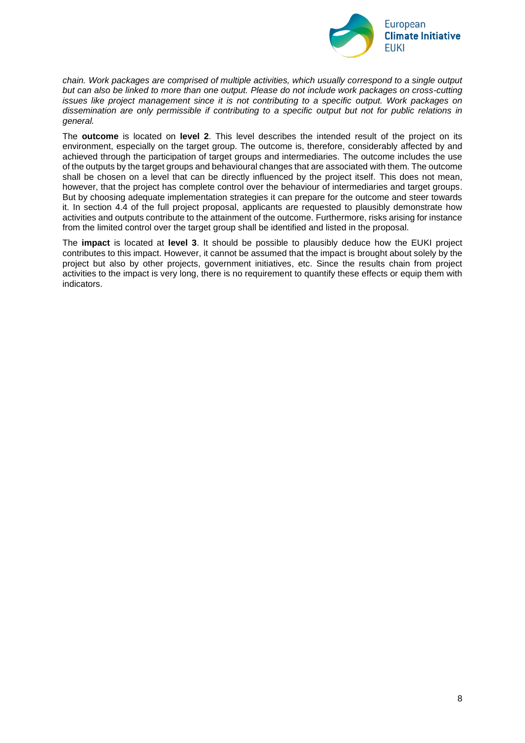*chain. Work packages are comprised of multiple activities, which usually correspond to a single output but can also be linked to more than one output. Please do not include work packages on cross-cutting issues like project management since it is not contributing to a specific output. Work packages on dissemination are only permissible if contributing to a specific output but not for public relations in general.*

The **outcome** is located on **level 2**. This level describes the intended result of the project on its environment, especially on the target group. The outcome is, therefore, considerably affected by and achieved through the participation of target groups and intermediaries. The outcome includes the use of the outputs by the target groups and behavioural changes that are associated with them. The outcome shall be chosen on a level that can be directly influenced by the project itself. This does not mean, however, that the project has complete control over the behaviour of intermediaries and target groups. But by choosing adequate implementation strategies it can prepare for the outcome and steer towards it. In section 4.4 of the full project proposal, applicants are requested to plausibly demonstrate how activities and outputs contribute to the attainment of the outcome. Furthermore, risks arising for instance from the limited control over the target group shall be identified and listed in the proposal.

The **impact** is located at **level 3**. It should be possible to plausibly deduce how the EUKI project contributes to this impact. However, it cannot be assumed that the impact is brought about solely by the project but also by other projects, government initiatives, etc. Since the results chain from project activities to the impact is very long, there is no requirement to quantify these effects or equip them with indicators.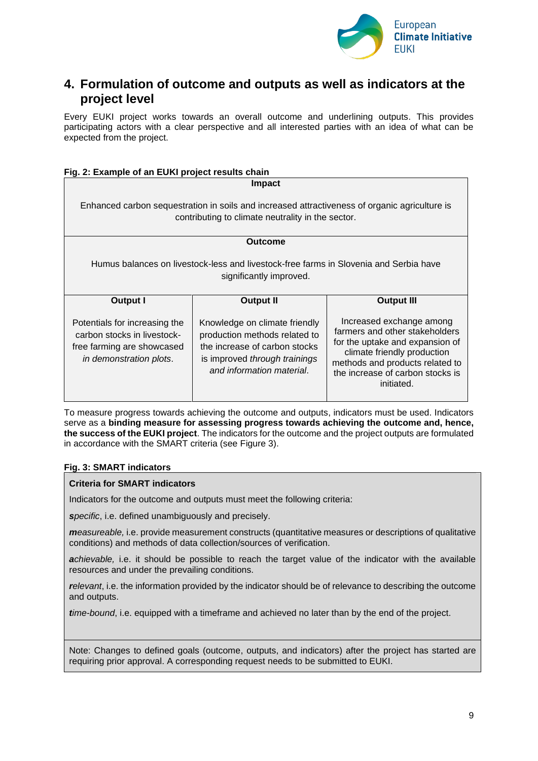## 4. Formulation of outcome and outputs as well as indicators at the project level

Every EUKI project works towards an overall outcome and underlining outputs. This provides participating actors with a clear perspective and all interested parties with an idea of what can be expected from the project.

**Fig. 2: Example of an EUKI project results chain**

| **Impact** | | |
|---|---|---|
| Enhanced carbon sequestration in soils and increased attractiveness of organic agriculture is contributing to climate neutrality in the sector. | | |
| **Outcome** | | |
| Humus balances on livestock-less and livestock-free farms in Slovenia and Serbia have significantly improved. | | |
| **Output I** | **Output II** | **Output III** |
| Potentials for increasing the carbon stocks in livestock-free farming are showcased *in demonstration plots*. | Knowledge on climate friendly production methods related to the increase of carbon stocks is improved *through trainings and information material*. | Increased exchange among farmers and other stakeholders for the uptake and expansion of climate friendly production methods and products related to the increase of carbon stocks is initiated. |

To measure progress towards achieving the outcome and outputs, indicators must be used. Indicators serve as a **binding measure for assessing progress towards achieving the outcome and, hence, the success of the EUKI project**. The indicators for the outcome and the project outputs are formulated in accordance with the SMART criteria (see Figure 3).

**Fig. 3: SMART indicators**

**Criteria for SMART indicators**

Indicators for the outcome and outputs must meet the following criteria:

***s****pecific*, i.e. defined unambiguously and precisely.

***m****easureable,* i.e. provide measurement constructs (quantitative measures or descriptions of qualitative conditions) and methods of data collection/sources of verification.

***a****chievable,* i.e. it should be possible to reach the target value of the indicator with the available resources and under the prevailing conditions.

***r****elevant*, i.e. the information provided by the indicator should be of relevance to describing the outcome and outputs.

***t****ime-bound*, i.e. equipped with a timeframe and achieved no later than by the end of the project.

Note: Changes to defined goals (outcome, outputs, and indicators) after the project has started are requiring prior approval. A corresponding request needs to be submitted to EUKI.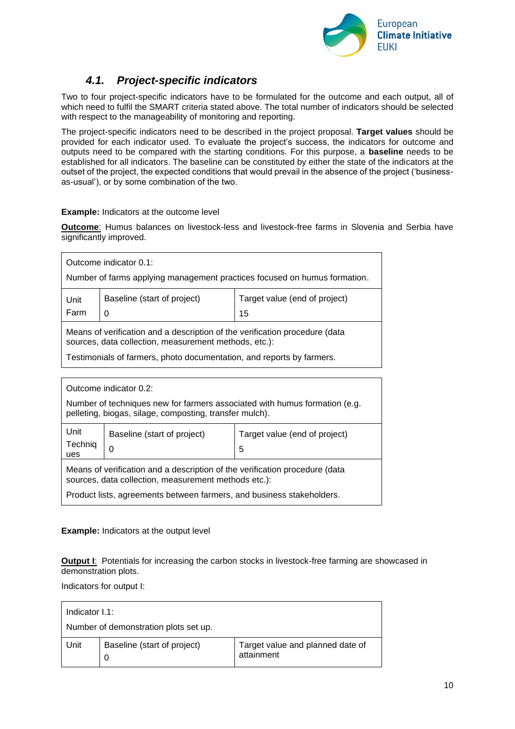### *4.1. Project-specific indicators*

Two to four project-specific indicators have to be formulated for the outcome and each output, all of which need to fulfil the SMART criteria stated above. The total number of indicators should be selected with respect to the manageability of monitoring and reporting.

The project-specific indicators need to be described in the project proposal. **Target values** should be provided for each indicator used. To evaluate the project's success, the indicators for outcome and outputs need to be compared with the starting conditions. For this purpose, a **baseline** needs to be established for all indicators. The baseline can be constituted by either the state of the indicators at the outset of the project, the expected conditions that would prevail in the absence of the project ('business-as-usual'), or by some combination of the two.

**Example:** Indicators at the outcome level

**<u>Outcome</u>**: Humus balances on livestock-less and livestock-free farms in Slovenia and Serbia have significantly improved.

| Outcome indicator 0.1:<br>Number of farms applying management practices focused on humus formation. | | |
|---|---|---|
| Unit<br>Farm | Baseline (start of project)<br>0 | Target value (end of project)<br>15 |
| Means of verification and a description of the verification procedure (data sources, data collection, measurement methods, etc.):<br>Testimonials of farmers, photo documentation, and reports by farmers. | | |

| Outcome indicator 0.2:<br>Number of techniques new for farmers associated with humus formation (e.g. pelleting, biogas, silage, composting, transfer mulch). | | |
|---|---|---|
| Unit<br>Techniques | Baseline (start of project)<br>0 | Target value (end of project)<br>5 |
| Means of verification and a description of the verification procedure (data sources, data collection, measurement methods etc.):<br>Product lists, agreements between farmers, and business stakeholders. | | |

**Example:** Indicators at the output level

**<u>Output I</u>**: Potentials for increasing the carbon stocks in livestock-free farming are showcased in demonstration plots.

Indicators for output I:

| Indicator I.1:<br>Number of demonstration plots set up. | | |
|---|---|---|
| Unit | Baseline (start of project)<br>0 | Target value and planned date of attainment |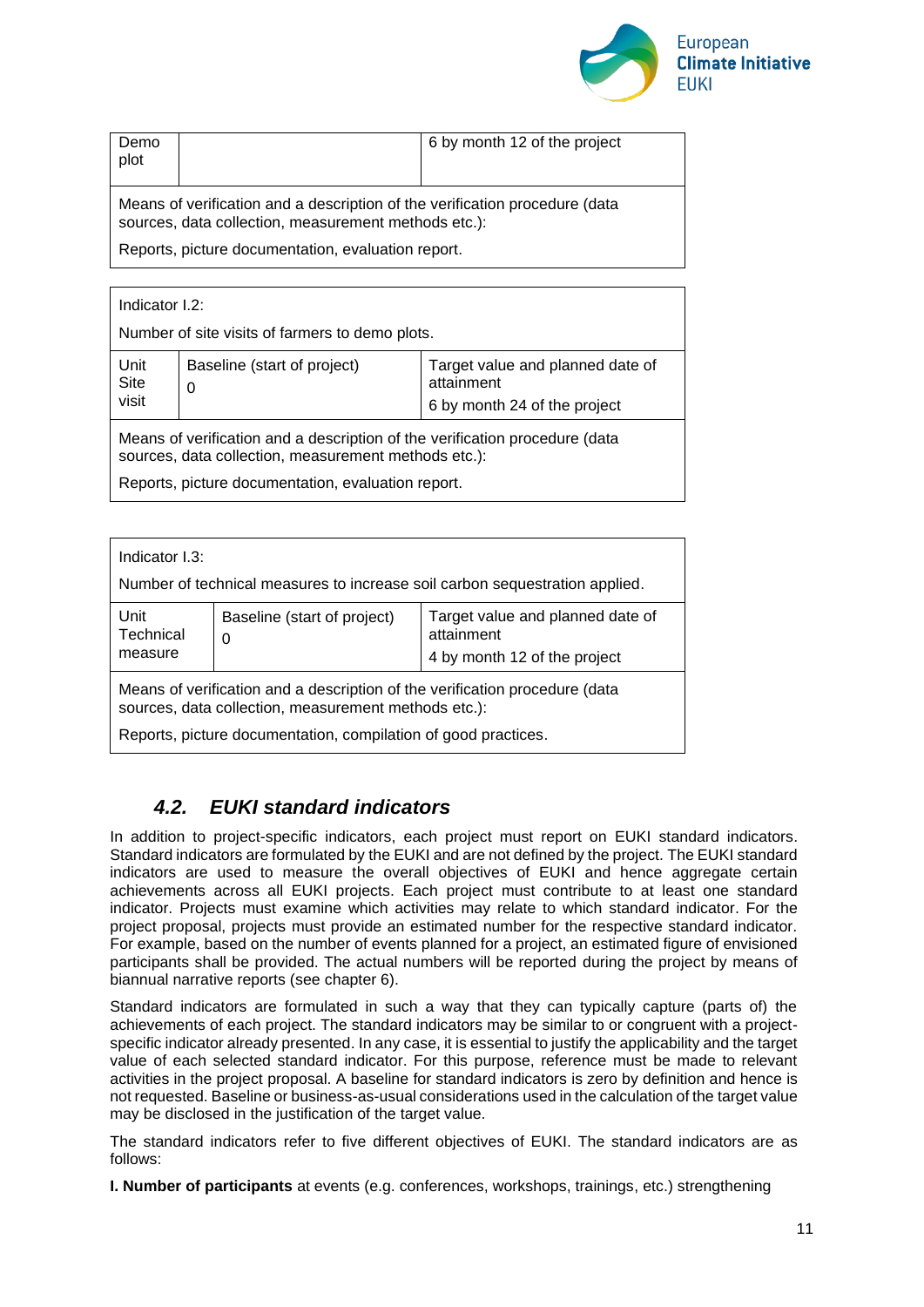| Demo plot | | 6 by month 12 of the project |
|---|---|---|
| Means of verification and a description of the verification procedure (data sources, data collection, measurement methods etc.):<br><br>Reports, picture documentation, evaluation report. | | |

| Indicator I.2:<br><br>Number of site visits of farmers to demo plots. | | |
|---|---|---|
| Unit<br>Site visit | Baseline (start of project)<br>0 | Target value and planned date of attainment<br><br>6 by month 24 of the project |
| Means of verification and a description of the verification procedure (data sources, data collection, measurement methods etc.):<br><br>Reports, picture documentation, evaluation report. | | |

| Indicator I.3:<br><br>Number of technical measures to increase soil carbon sequestration applied. | | |
|---|---|---|
| Unit<br>Technical measure | Baseline (start of project)<br>0 | Target value and planned date of attainment<br><br>4 by month 12 of the project |
| Means of verification and a description of the verification procedure (data sources, data collection, measurement methods etc.):<br><br>Reports, picture documentation, compilation of good practices. | | |

### *4.2. EUKI standard indicators*

In addition to project-specific indicators, each project must report on EUKI standard indicators. Standard indicators are formulated by the EUKI and are not defined by the project. The EUKI standard indicators are used to measure the overall objectives of EUKI and hence aggregate certain achievements across all EUKI projects. Each project must contribute to at least one standard indicator. Projects must examine which activities may relate to which standard indicator. For the project proposal, projects must provide an estimated number for the respective standard indicator. For example, based on the number of events planned for a project, an estimated figure of envisioned participants shall be provided. The actual numbers will be reported during the project by means of biannual narrative reports (see chapter 6).

Standard indicators are formulated in such a way that they can typically capture (parts of) the achievements of each project. The standard indicators may be similar to or congruent with a project-specific indicator already presented. In any case, it is essential to justify the applicability and the target value of each selected standard indicator. For this purpose, reference must be made to relevant activities in the project proposal. A baseline for standard indicators is zero by definition and hence is not requested. Baseline or business-as-usual considerations used in the calculation of the target value may be disclosed in the justification of the target value.

The standard indicators refer to five different objectives of EUKI. The standard indicators are as follows:

**I. Number of participants** at events (e.g. conferences, workshops, trainings, etc.) strengthening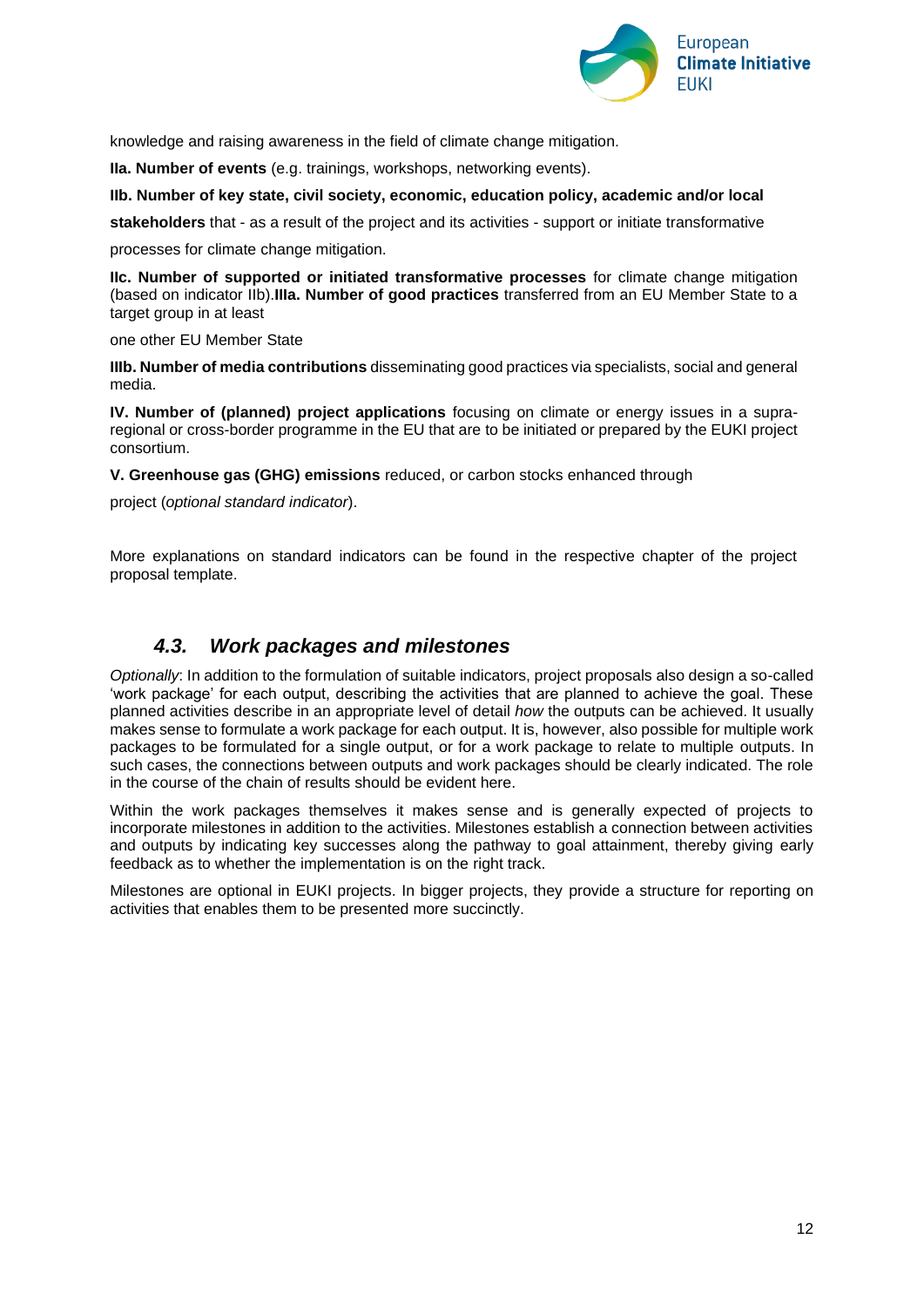knowledge and raising awareness in the field of climate change mitigation.

**IIa. Number of events** (e.g. trainings, workshops, networking events).

**IIb. Number of key state, civil society, economic, education policy, academic and/or local stakeholders** that - as a result of the project and its activities - support or initiate transformative processes for climate change mitigation.

**IIc. Number of supported or initiated transformative processes** for climate change mitigation (based on indicator IIb).**IIIa. Number of good practices** transferred from an EU Member State to a target group in at least one other EU Member State

**IIIb. Number of media contributions** disseminating good practices via specialists, social and general media.

**IV. Number of (planned) project applications** focusing on climate or energy issues in a supra-regional or cross-border programme in the EU that are to be initiated or prepared by the EUKI project consortium.

**V. Greenhouse gas (GHG) emissions** reduced, or carbon stocks enhanced through project (*optional standard indicator*).

More explanations on standard indicators can be found in the respective chapter of the project proposal template.

## *4.3. Work packages and milestones*

*Optionally*: In addition to the formulation of suitable indicators, project proposals also design a so-called 'work package' for each output, describing the activities that are planned to achieve the goal. These planned activities describe in an appropriate level of detail *how* the outputs can be achieved. It usually makes sense to formulate a work package for each output. It is, however, also possible for multiple work packages to be formulated for a single output, or for a work package to relate to multiple outputs. In such cases, the connections between outputs and work packages should be clearly indicated. The role in the course of the chain of results should be evident here.

Within the work packages themselves it makes sense and is generally expected of projects to incorporate milestones in addition to the activities. Milestones establish a connection between activities and outputs by indicating key successes along the pathway to goal attainment, thereby giving early feedback as to whether the implementation is on the right track.

Milestones are optional in EUKI projects. In bigger projects, they provide a structure for reporting on activities that enables them to be presented more succinctly.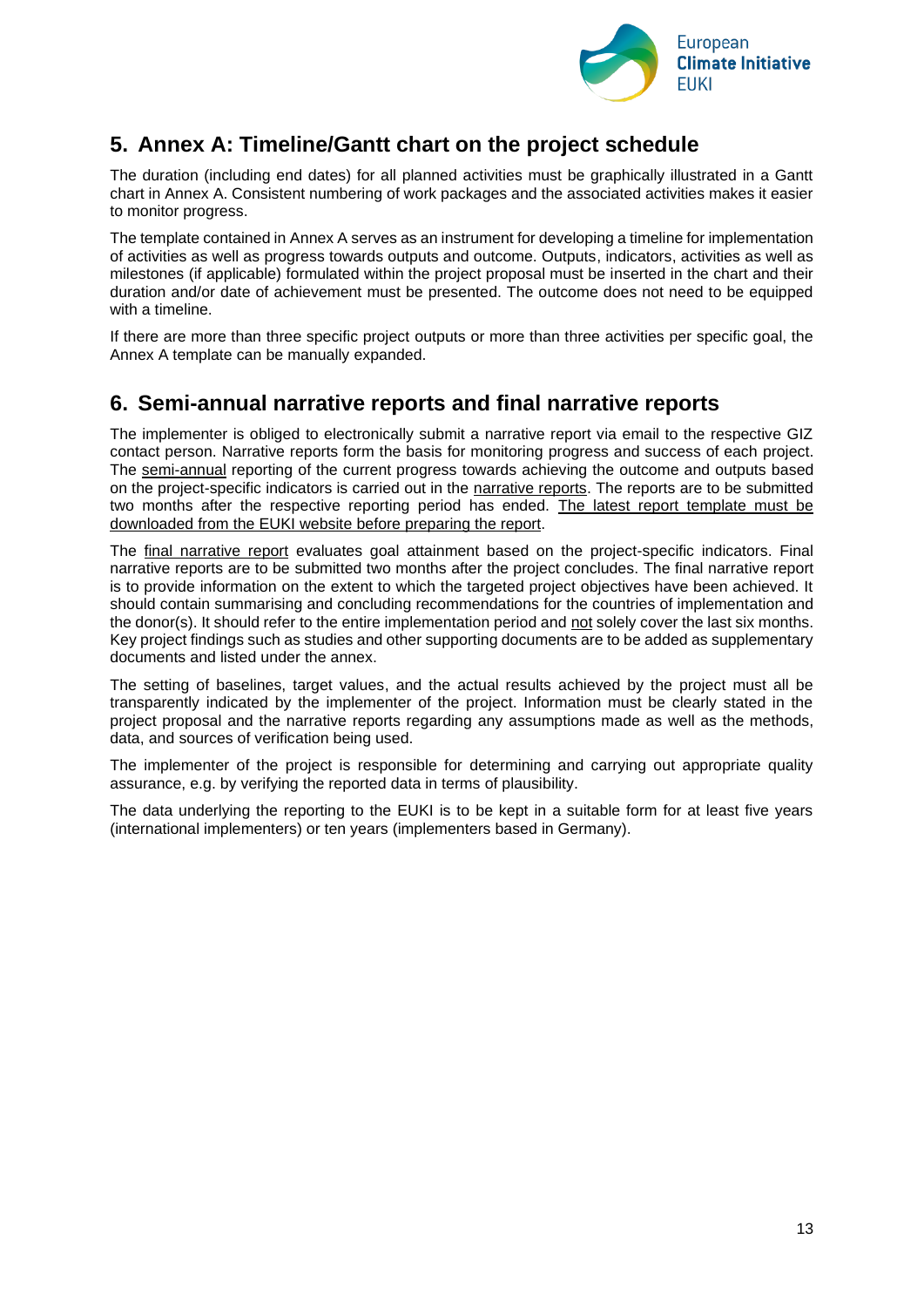## 5. Annex A: Timeline/Gantt chart on the project schedule

The duration (including end dates) for all planned activities must be graphically illustrated in a Gantt chart in Annex A. Consistent numbering of work packages and the associated activities makes it easier to monitor progress.

The template contained in Annex A serves as an instrument for developing a timeline for implementation of activities as well as progress towards outputs and outcome. Outputs, indicators, activities as well as milestones (if applicable) formulated within the project proposal must be inserted in the chart and their duration and/or date of achievement must be presented. The outcome does not need to be equipped with a timeline.

If there are more than three specific project outputs or more than three activities per specific goal, the Annex A template can be manually expanded.

## 6. Semi-annual narrative reports and final narrative reports

The implementer is obliged to electronically submit a narrative report via email to the respective GIZ contact person. Narrative reports form the basis for monitoring progress and success of each project. The semi-annual reporting of the current progress towards achieving the outcome and outputs based on the project-specific indicators is carried out in the narrative reports. The reports are to be submitted two months after the respective reporting period has ended. The latest report template must be downloaded from the EUKI website before preparing the report.

The final narrative report evaluates goal attainment based on the project-specific indicators. Final narrative reports are to be submitted two months after the project concludes. The final narrative report is to provide information on the extent to which the targeted project objectives have been achieved. It should contain summarising and concluding recommendations for the countries of implementation and the donor(s). It should refer to the entire implementation period and not solely cover the last six months. Key project findings such as studies and other supporting documents are to be added as supplementary documents and listed under the annex.

The setting of baselines, target values, and the actual results achieved by the project must all be transparently indicated by the implementer of the project. Information must be clearly stated in the project proposal and the narrative reports regarding any assumptions made as well as the methods, data, and sources of verification being used.

The implementer of the project is responsible for determining and carrying out appropriate quality assurance, e.g. by verifying the reported data in terms of plausibility.

The data underlying the reporting to the EUKI is to be kept in a suitable form for at least five years (international implementers) or ten years (implementers based in Germany).